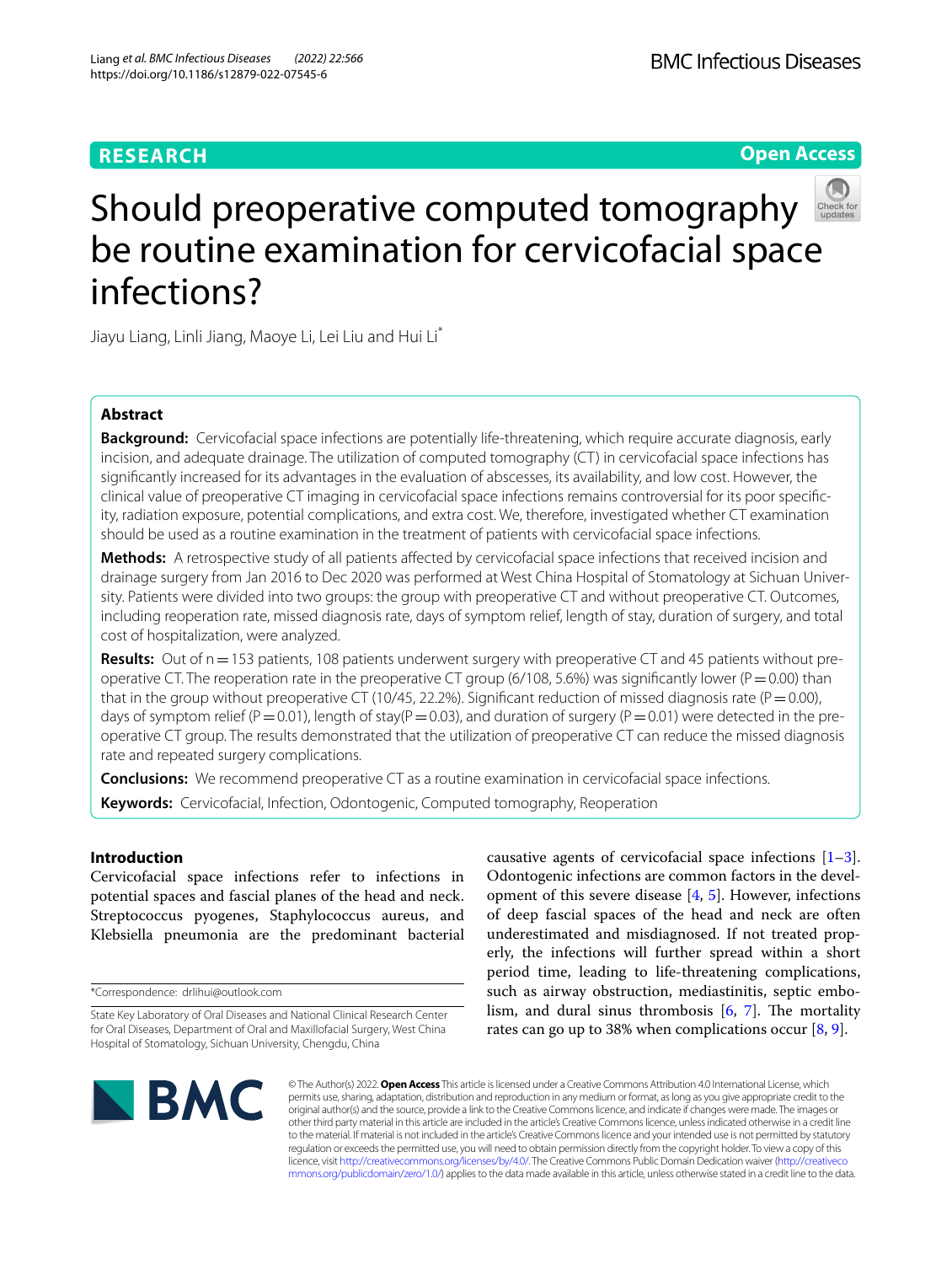RESEARCH

Open Access

# Should preoperative computed tomography be routine examination for cervicofacial space infections?

Jiayu Liang, Linli Jiang, Maoye Li, Lei Liu and Hui Li*

## Abstract

**Background:** Cervicofacial space infections are potentially life-threatening, which require accurate diagnosis, early incision, and adequate drainage. The utilization of computed tomography (CT) in cervicofacial space infections has significantly increased for its advantages in the evaluation of abscesses, its availability, and low cost. However, the clinical value of preoperative CT imaging in cervicofacial space infections remains controversial for its poor specificity, radiation exposure, potential complications, and extra cost. We, therefore, investigated whether CT examination should be used as a routine examination in the treatment of patients with cervicofacial space infections.

**Methods:** A retrospective study of all patients affected by cervicofacial space infections that received incision and drainage surgery from Jan 2016 to Dec 2020 was performed at West China Hospital of Stomatology at Sichuan University. Patients were divided into two groups: the group with preoperative CT and without preoperative CT. Outcomes, including reoperation rate, missed diagnosis rate, days of symptom relief, length of stay, duration of surgery, and total cost of hospitalization, were analyzed.

**Results:** Out of $n=153$ patients, 108 patients underwent surgery with preoperative CT and 45 patients without preoperative CT. The reoperation rate in the preoperative CT group (6/108, 5.6%) was significantly lower ($P=0.00$) than that in the group without preoperative CT (10/45, 22.2%). Significant reduction of missed diagnosis rate ($P=0.00$), days of symptom relief ($P=0.01$), length of stay($P=0.03$), and duration of surgery ($P=0.01$) were detected in the preoperative CT group. The results demonstrated that the utilization of preoperative CT can reduce the missed diagnosis rate and repeated surgery complications.

**Conclusions:** We recommend preoperative CT as a routine examination in cervicofacial space infections.

**Keywords:** Cervicofacial, Infection, Odontogenic, Computed tomography, Reoperation

## Introduction

Cervicofacial space infections refer to infections in potential spaces and fascial planes of the head and neck. Streptococcus pyogenes, Staphylococcus aureus, and Klebsiella pneumonia are the predominant bacterial causative agents of cervicofacial space infections [1–3]. Odontogenic infections are common factors in the development of this severe disease [4, 5]. However, infections of deep fascial spaces of the head and neck are often underestimated and misdiagnosed. If not treated properly, the infections will further spread within a short period time, leading to life-threatening complications, such as airway obstruction, mediastinitis, septic embolism, and dural sinus thrombosis [6, 7]. The mortality rates can go up to 38% when complications occur [8, 9].

*Correspondence: drlihui@outlook.com

State Key Laboratory of Oral Diseases and National Clinical Research Center for Oral Diseases, Department of Oral and Maxillofacial Surgery, West China Hospital of Stomatology, Sichuan University, Chengdu, China

© The Author(s) 2022. **Open Access** This article is licensed under a Creative Commons Attribution 4.0 International License, which permits use, sharing, adaptation, distribution and reproduction in any medium or format, as long as you give appropriate credit to the original author(s) and the source, provide a link to the Creative Commons licence, and indicate if changes were made. The images or other third party material in this article are included in the article's Creative Commons licence, unless indicated otherwise in a credit line to the material. If material is not included in the article's Creative Commons licence and your intended use is not permitted by statutory regulation or exceeds the permitted use, you will need to obtain permission directly from the copyright holder. To view a copy of this licence, visit http://creativecommons.org/licenses/by/4.0/. The Creative Commons Public Domain Dedication waiver (http://creativecommons.org/publicdomain/zero/1.0/) applies to the data made available in this article, unless otherwise stated in a credit line to the data.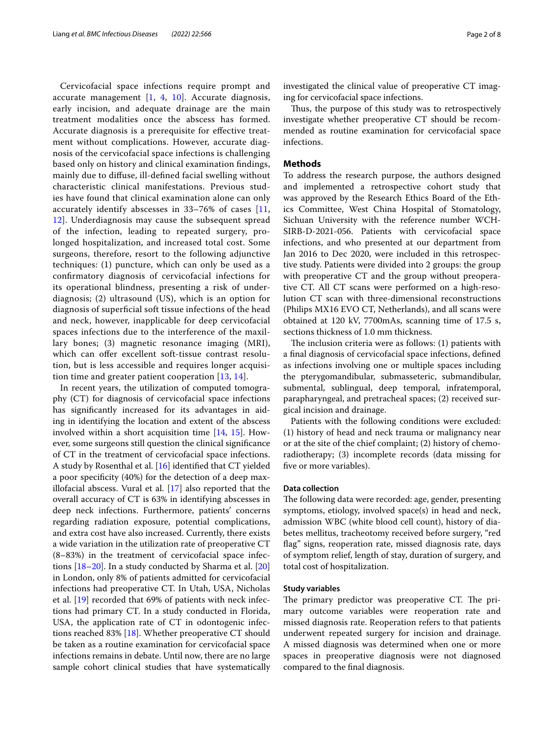Cervicofacial space infections require prompt and accurate management [1, 4, 10]. Accurate diagnosis, early incision, and adequate drainage are the main treatment modalities once the abscess has formed. Accurate diagnosis is a prerequisite for effective treatment without complications. However, accurate diagnosis of the cervicofacial space infections is challenging based only on history and clinical examination findings, mainly due to diffuse, ill-defined facial swelling without characteristic clinical manifestations. Previous studies have found that clinical examination alone can only accurately identify abscesses in 33–76% of cases [11, 12]. Underdiagnosis may cause the subsequent spread of the infection, leading to repeated surgery, prolonged hospitalization, and increased total cost. Some surgeons, therefore, resort to the following adjunctive techniques: (1) puncture, which can only be used as a confirmatory diagnosis of cervicofacial infections for its operational blindness, presenting a risk of underdiagnosis; (2) ultrasound (US), which is an option for diagnosis of superficial soft tissue infections of the head and neck, however, inapplicable for deep cervicofacial spaces infections due to the interference of the maxillary bones; (3) magnetic resonance imaging (MRI), which can offer excellent soft-tissue contrast resolution, but is less accessible and requires longer acquisition time and greater patient cooperation [13, 14].

In recent years, the utilization of computed tomography (CT) for diagnosis of cervicofacial space infections has significantly increased for its advantages in aiding in identifying the location and extent of the abscess involved within a short acquisition time [14, 15]. However, some surgeons still question the clinical significance of CT in the treatment of cervicofacial space infections. A study by Rosenthal et al. [16] identified that CT yielded a poor specificity (40%) for the detection of a deep maxillofacial abscess. Vural et al. [17] also reported that the overall accuracy of CT is 63% in identifying abscesses in deep neck infections. Furthermore, patients' concerns regarding radiation exposure, potential complications, and extra cost have also increased. Currently, there exists a wide variation in the utilization rate of preoperative CT (8–83%) in the treatment of cervicofacial space infections [18–20]. In a study conducted by Sharma et al. [20] in London, only 8% of patients admitted for cervicofacial infections had preoperative CT. In Utah, USA, Nicholas et al. [19] recorded that 69% of patients with neck infections had primary CT. In a study conducted in Florida, USA, the application rate of CT in odontogenic infections reached 83% [18]. Whether preoperative CT should be taken as a routine examination for cervicofacial space infections remains in debate. Until now, there are no large sample cohort clinical studies that have systematically investigated the clinical value of preoperative CT imaging for cervicofacial space infections.

Thus, the purpose of this study was to retrospectively investigate whether preoperative CT should be recommended as routine examination for cervicofacial space infections.

## Methods

To address the research purpose, the authors designed and implemented a retrospective cohort study that was approved by the Research Ethics Board of the Ethics Committee, West China Hospital of Stomatology, Sichuan University with the reference number WCHSIRB-D-2021-056. Patients with cervicofacial space infections, and who presented at our department from Jan 2016 to Dec 2020, were included in this retrospective study. Patients were divided into 2 groups: the group with preoperative CT and the group without preoperative CT. All CT scans were performed on a high-resolution CT scan with three-dimensional reconstructions (Philips MX16 EVO CT, Netherlands), and all scans were obtained at 120 kV, 7700mAs, scanning time of 17.5 s, sections thickness of 1.0 mm thickness.

The inclusion criteria were as follows: (1) patients with a final diagnosis of cervicofacial space infections, defined as infections involving one or multiple spaces including the pterygomandibular, submasseteric, submandibular, submental, sublingual, deep temporal, infratemporal, parapharyngeal, and pretracheal spaces; (2) received surgical incision and drainage.

Patients with the following conditions were excluded: (1) history of head and neck trauma or malignancy near or at the site of the chief complaint; (2) history of chemoradiotherapy; (3) incomplete records (data missing for five or more variables).

### Data collection

The following data were recorded: age, gender, presenting symptoms, etiology, involved space(s) in head and neck, admission WBC (white blood cell count), history of diabetes mellitus, tracheotomy received before surgery, "red flag" signs, reoperation rate, missed diagnosis rate, days of symptom relief, length of stay, duration of surgery, and total cost of hospitalization.

### Study variables

The primary predictor was preoperative CT. The primary outcome variables were reoperation rate and missed diagnosis rate. Reoperation refers to that patients underwent repeated surgery for incision and drainage. A missed diagnosis was determined when one or more spaces in preoperative diagnosis were not diagnosed compared to the final diagnosis.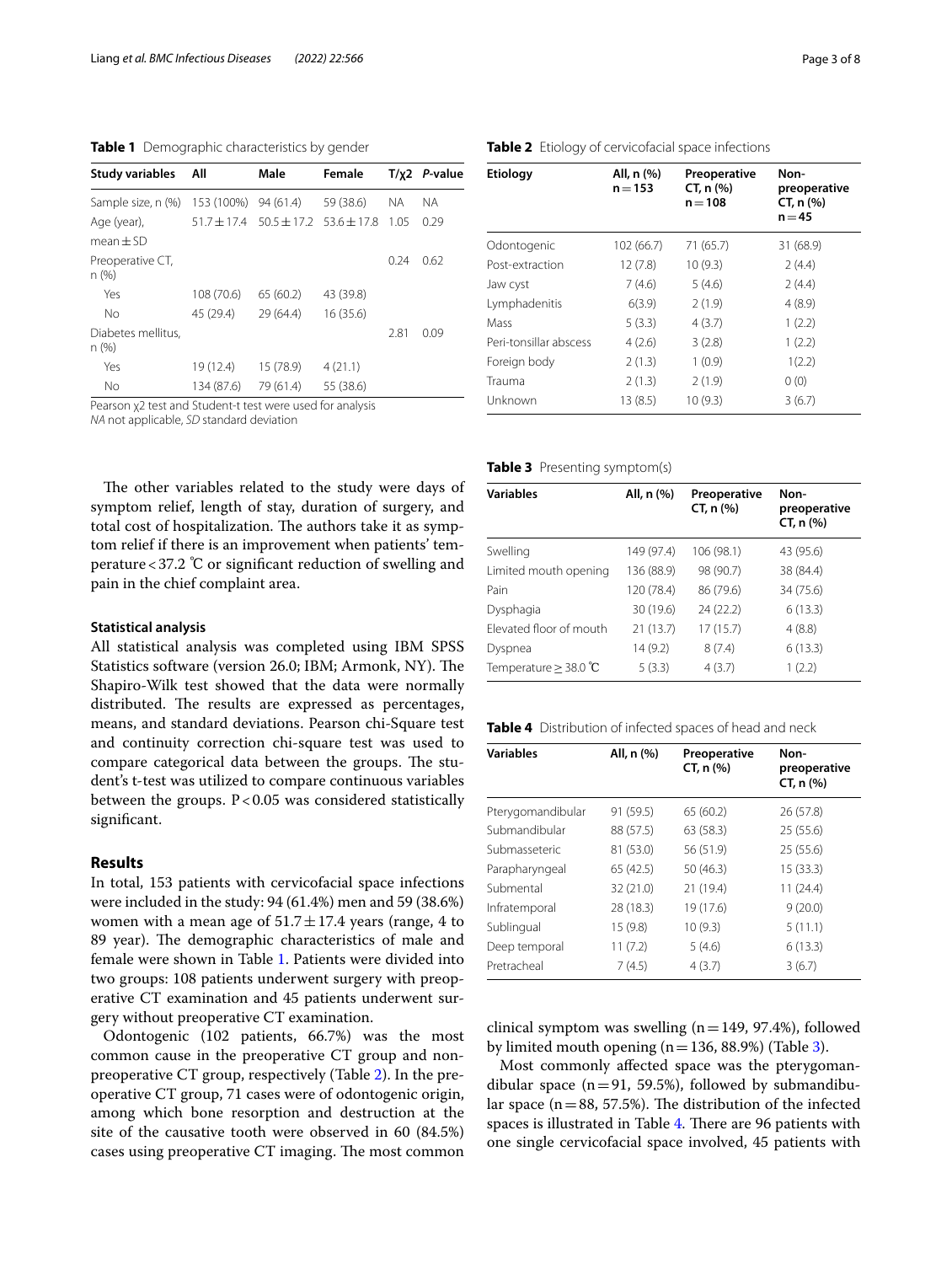**Table 1** Demographic characteristics by gender

| Study variables | All | Male | Female | T/χ2 | *P*-value |
|---|---|---|---|---|---|
| Sample size, n (%) | 153 (100%) | 94 (61.4) | 59 (38.6) | NA | NA |
| Age (year), mean ± SD | 51.7 ± 17.4 | 50.5 ± 17.2 | 53.6 ± 17.8 | 1.05 | 0.29 |
| Preoperative CT, n (%) | | | | 0.24 | 0.62 |
| Yes | 108 (70.6) | 65 (60.2) | 43 (39.8) | | |
| No | 45 (29.4) | 29 (64.4) | 16 (35.6) | | |
| Diabetes mellitus, n (%) | | | | 2.81 | 0.09 |
| Yes | 19 (12.4) | 15 (78.9) | 4 (21.1) | | |
| No | 134 (87.6) | 79 (61.4) | 55 (38.6) | | |

Pearson χ2 test and Student-t test were used for analysis
*NA* not applicable, *SD* standard deviation

The other variables related to the study were days of symptom relief, length of stay, duration of surgery, and total cost of hospitalization. The authors take it as symptom relief if there is an improvement when patients' temperature < 37.2 ℃ or significant reduction of swelling and pain in the chief complaint area.

### Statistical analysis

All statistical analysis was completed using IBM SPSS Statistics software (version 26.0; IBM; Armonk, NY). The Shapiro-Wilk test showed that the data were normally distributed. The results are expressed as percentages, means, and standard deviations. Pearson chi-Square test and continuity correction chi-square test was used to compare categorical data between the groups. The student's t-test was utilized to compare continuous variables between the groups. P < 0.05 was considered statistically significant.

## Results

In total, 153 patients with cervicofacial space infections were included in the study: 94 (61.4%) men and 59 (38.6%) women with a mean age of 51.7 ± 17.4 years (range, 4 to 89 year). The demographic characteristics of male and female were shown in Table 1. Patients were divided into two groups: 108 patients underwent surgery with preoperative CT examination and 45 patients underwent surgery without preoperative CT examination.

Odontogenic (102 patients, 66.7%) was the most common cause in the preoperative CT group and non-preoperative CT group, respectively (Table 2). In the preoperative CT group, 71 cases were of odontogenic origin, among which bone resorption and destruction at the site of the causative tooth were observed in 60 (84.5%) cases using preoperative CT imaging. The most common clinical symptom was swelling (n = 149, 97.4%), followed by limited mouth opening (n = 136, 88.9%) (Table 3).

**Table 2** Etiology of cervicofacial space infections

| Etiology | All, n (%) n = 153 | Preoperative CT, n (%) n = 108 | Non-preoperative CT, n (%) n = 45 |
|---|---|---|---|
| Odontogenic | 102 (66.7) | 71 (65.7) | 31 (68.9) |
| Post-extraction | 12 (7.8) | 10 (9.3) | 2 (4.4) |
| Jaw cyst | 7 (4.6) | 5 (4.6) | 2 (4.4) |
| Lymphadenitis | 6(3.9) | 2 (1.9) | 4 (8.9) |
| Mass | 5 (3.3) | 4 (3.7) | 1 (2.2) |
| Peri-tonsillar abscess | 4 (2.6) | 3 (2.8) | 1 (2.2) |
| Foreign body | 2 (1.3) | 1 (0.9) | 1(2.2) |
| Trauma | 2 (1.3) | 2 (1.9) | 0 (0) |
| Unknown | 13 (8.5) | 10 (9.3) | 3 (6.7) |

**Table 3** Presenting symptom(s)

| Variables | All, n (%) | Preoperative CT, n (%) | Non-preoperative CT, n (%) |
|---|---|---|---|
| Swelling | 149 (97.4) | 106 (98.1) | 43 (95.6) |
| Limited mouth opening | 136 (88.9) | 98 (90.7) | 38 (84.4) |
| Pain | 120 (78.4) | 86 (79.6) | 34 (75.6) |
| Dysphagia | 30 (19.6) | 24 (22.2) | 6 (13.3) |
| Elevated floor of mouth | 21 (13.7) | 17 (15.7) | 4 (8.8) |
| Dyspnea | 14 (9.2) | 8 (7.4) | 6 (13.3) |
| Temperature ≥ 38.0 ℃ | 5 (3.3) | 4 (3.7) | 1 (2.2) |

**Table 4** Distribution of infected spaces of head and neck

| Variables | All, n (%) | Preoperative CT, n (%) | Non-preoperative CT, n (%) |
|---|---|---|---|
| Pterygomandibular | 91 (59.5) | 65 (60.2) | 26 (57.8) |
| Submandibular | 88 (57.5) | 63 (58.3) | 25 (55.6) |
| Submasseteric | 81 (53.0) | 56 (51.9) | 25 (55.6) |
| Parapharyngeal | 65 (42.5) | 50 (46.3) | 15 (33.3) |
| Submental | 32 (21.0) | 21 (19.4) | 11 (24.4) |
| Infratemporal | 28 (18.3) | 19 (17.6) | 9 (20.0) |
| Sublingual | 15 (9.8) | 10 (9.3) | 5 (11.1) |
| Deep temporal | 11 (7.2) | 5 (4.6) | 6 (13.3) |
| Pretracheal | 7 (4.5) | 4 (3.7) | 3 (6.7) |

Most commonly affected space was the pterygomandibular space (n = 91, 59.5%), followed by submandibular space (n = 88, 57.5%). The distribution of the infected spaces is illustrated in Table 4. There are 96 patients with one single cervicofacial space involved, 45 patients with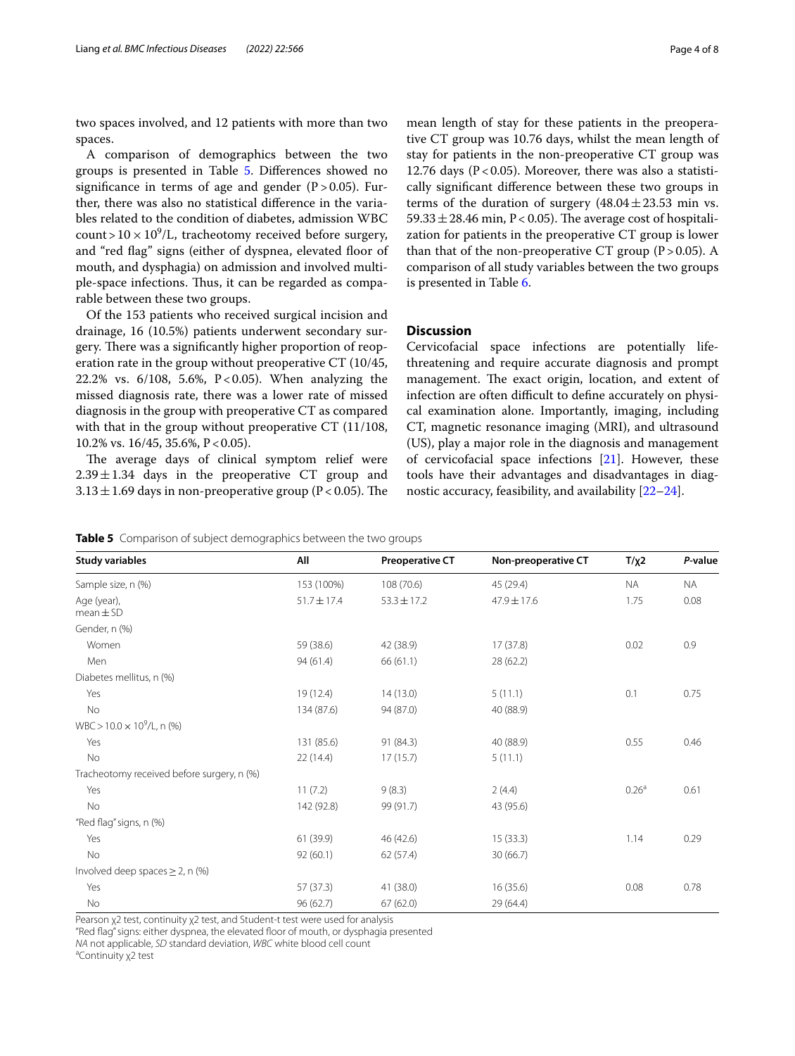two spaces involved, and 12 patients with more than two spaces.

A comparison of demographics between the two groups is presented in Table 5. Differences showed no significance in terms of age and gender ($P > 0.05$). Further, there was also no statistical difference in the variables related to the condition of diabetes, admission WBC count $> 10 \times 10^9$/L, tracheotomy received before surgery, and "red flag" signs (either of dyspnea, elevated floor of mouth, and dysphagia) on admission and involved multiple-space infections. Thus, it can be regarded as comparable between these two groups.

Of the 153 patients who received surgical incision and drainage, 16 (10.5%) patients underwent secondary surgery. There was a significantly higher proportion of reoperation rate in the group without preoperative CT (10/45, 22.2% vs. 6/108, 5.6%, $P < 0.05$). When analyzing the missed diagnosis rate, there was a lower rate of missed diagnosis in the group with preoperative CT as compared with that in the group without preoperative CT (11/108, 10.2% vs. 16/45, 35.6%, $P < 0.05$).

The average days of clinical symptom relief were $2.39 \pm 1.34$ days in the preoperative CT group and $3.13 \pm 1.69$ days in non-preoperative group ($P < 0.05$). The mean length of stay for these patients in the preoperative CT group was 10.76 days, whilst the mean length of stay for patients in the non-preoperative CT group was 12.76 days ($P < 0.05$). Moreover, there was also a statistically significant difference between these two groups in terms of the duration of surgery ($48.04 \pm 23.53$ min vs. $59.33 \pm 28.46$ min, $P < 0.05$). The average cost of hospitalization for patients in the preoperative CT group is lower than that of the non-preoperative CT group ($P > 0.05$). A comparison of all study variables between the two groups is presented in Table 6.

## Discussion

Cervicofacial space infections are potentially life-threatening and require accurate diagnosis and prompt management. The exact origin, location, and extent of infection are often difficult to define accurately on physical examination alone. Importantly, imaging, including CT, magnetic resonance imaging (MRI), and ultrasound (US), play a major role in the diagnosis and management of cervicofacial space infections [21]. However, these tools have their advantages and disadvantages in diagnostic accuracy, feasibility, and availability [22–24].

**Table 5** Comparison of subject demographics between the two groups

| Study variables | All | Preoperative CT | Non-preoperative CT | T/χ2 | *P*-value |
|---|---|---|---|---|---|
| Sample size, n (%) | 153 (100%) | 108 (70.6) | 45 (29.4) | NA | NA |
| Age (year), mean ± SD | 51.7 ± 17.4 | 53.3 ± 17.2 | 47.9 ± 17.6 | 1.75 | 0.08 |
| Gender, n (%) | | | | | |
| Women | 59 (38.6) | 42 (38.9) | 17 (37.8) | 0.02 | 0.9 |
| Men | 94 (61.4) | 66 (61.1) | 28 (62.2) | | |
| Diabetes mellitus, n (%) | | | | | |
| Yes | 19 (12.4) | 14 (13.0) | 5 (11.1) | 0.1 | 0.75 |
| No | 134 (87.6) | 94 (87.0) | 40 (88.9) | | |
| WBC > 10.0 × $10^9$/L, n (%) | | | | | |
| Yes | 131 (85.6) | 91 (84.3) | 40 (88.9) | 0.55 | 0.46 |
| No | 22 (14.4) | 17 (15.7) | 5 (11.1) | | |
| Tracheotomy received before surgery, n (%) | | | | | |
| Yes | 11 (7.2) | 9 (8.3) | 2 (4.4) | 0.26[a] | 0.61 |
| No | 142 (92.8) | 99 (91.7) | 43 (95.6) | | |
| "Red flag" signs, n (%) | | | | | |
| Yes | 61 (39.9) | 46 (42.6) | 15 (33.3) | 1.14 | 0.29 |
| No | 92 (60.1) | 62 (57.4) | 30 (66.7) | | |
| Involved deep spaces ≥ 2, n (%) | | | | | |
| Yes | 57 (37.3) | 41 (38.0) | 16 (35.6) | 0.08 | 0.78 |
| No | 96 (62.7) | 67 (62.0) | 29 (64.4) | | |

Pearson χ2 test, continuity χ2 test, and Student-t test were used for analysis

"Red flag" signs: either dyspnea, the elevated floor of mouth, or dysphagia presented

*NA* not applicable, *SD* standard deviation, *WBC* white blood cell count

[a]Continuity χ2 test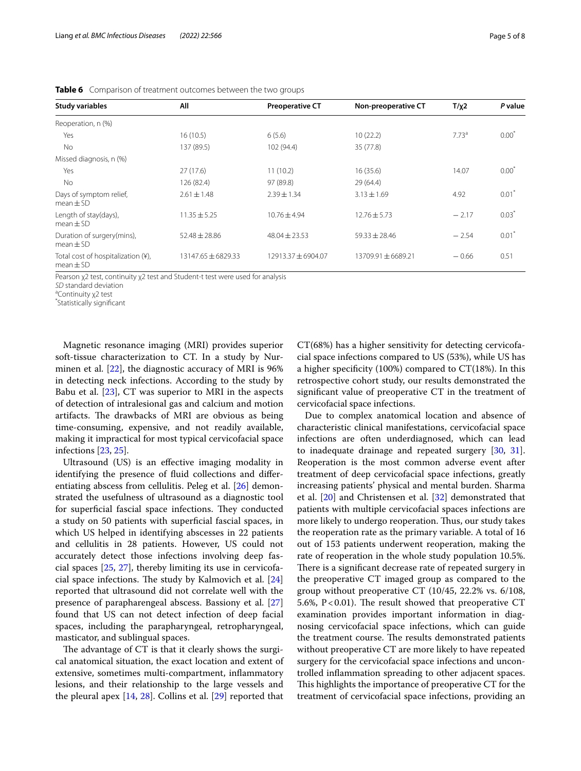**Table 6** Comparison of treatment outcomes between the two groups

| Study variables | All | Preoperative CT | Non-preoperative CT | T/χ2 | P value |
|---|---|---|---|---|---|
| Reoperation, n (%) | | | | | |
| Yes | 16 (10.5) | 6 (5.6) | 10 (22.2) | 7.73[a] | 0.00[*] |
| No | 137 (89.5) | 102 (94.4) | 35 (77.8) | | |
| Missed diagnosis, n (%) | | | | | |
| Yes | 27 (17.6) | 11 (10.2) | 16 (35.6) | 14.07 | 0.00[*] |
| No | 126 (82.4) | 97 (89.8) | 29 (64.4) | | |
| Days of symptom relief, mean ± SD | 2.61 ± 1.48 | 2.39 ± 1.34 | 3.13 ± 1.69 | 4.92 | 0.01[*] |
| Length of stay(days), mean ± SD | 11.35 ± 5.25 | 10.76 ± 4.94 | 12.76 ± 5.73 | − 2.17 | 0.03[*] |
| Duration of surgery(mins), mean ± SD | 52.48 ± 28.86 | 48.04 ± 23.53 | 59.33 ± 28.46 | − 2.54 | 0.01[*] |
| Total cost of hospitalization (¥), mean ± SD | 13147.65 ± 6829.33 | 12913.37 ± 6904.07 | 13709.91 ± 6689.21 | − 0.66 | 0.51 |

Pearson χ2 test, continuity χ2 test and Student-t test were used for analysis

*SD* standard deviation

[a]Continuity χ2 test

[*]Statistically significant

Magnetic resonance imaging (MRI) provides superior soft-tissue characterization to CT. In a study by Nurminen et al. [22], the diagnostic accuracy of MRI is 96% in detecting neck infections. According to the study by Babu et al. [23], CT was superior to MRI in the aspects of detection of intralesional gas and calcium and motion artifacts. The drawbacks of MRI are obvious as being time-consuming, expensive, and not readily available, making it impractical for most typical cervicofacial space infections [23, 25].

Ultrasound (US) is an effective imaging modality in identifying the presence of fluid collections and differentiating abscess from cellulitis. Peleg et al. [26] demonstrated the usefulness of ultrasound as a diagnostic tool for superficial fascial space infections. They conducted a study on 50 patients with superficial fascial spaces, in which US helped in identifying abscesses in 22 patients and cellulitis in 28 patients. However, US could not accurately detect those infections involving deep fascial spaces [25, 27], thereby limiting its use in cervicofacial space infections. The study by Kalmovich et al. [24] reported that ultrasound did not correlate well with the presence of parapharengeal abscess. Bassiony et al. [27] found that US can not detect infection of deep facial spaces, including the parapharyngeal, retropharyngeal, masticator, and sublingual spaces.

The advantage of CT is that it clearly shows the surgical anatomical situation, the exact location and extent of extensive, sometimes multi-compartment, inflammatory lesions, and their relationship to the large vessels and the pleural apex [14, 28]. Collins et al. [29] reported that CT(68%) has a higher sensitivity for detecting cervicofacial space infections compared to US (53%), while US has a higher specificity (100%) compared to CT(18%). In this retrospective cohort study, our results demonstrated the significant value of preoperative CT in the treatment of cervicofacial space infections.

Due to complex anatomical location and absence of characteristic clinical manifestations, cervicofacial space infections are often underdiagnosed, which can lead to inadequate drainage and repeated surgery [30, 31]. Reoperation is the most common adverse event after treatment of deep cervicofacial space infections, greatly increasing patients' physical and mental burden. Sharma et al. [20] and Christensen et al. [32] demonstrated that patients with multiple cervicofacial spaces infections are more likely to undergo reoperation. Thus, our study takes the reoperation rate as the primary variable. A total of 16 out of 153 patients underwent reoperation, making the rate of reoperation in the whole study population 10.5%. There is a significant decrease rate of repeated surgery in the preoperative CT imaged group as compared to the group without preoperative CT (10/45, 22.2% vs. 6/108, 5.6%, $P < 0.01$). The result showed that preoperative CT examination provides important information in diagnosing cervicofacial space infections, which can guide the treatment course. The results demonstrated patients without preoperative CT are more likely to have repeated surgery for the cervicofacial space infections and uncontrolled inflammation spreading to other adjacent spaces. This highlights the importance of preoperative CT for the treatment of cervicofacial space infections, providing an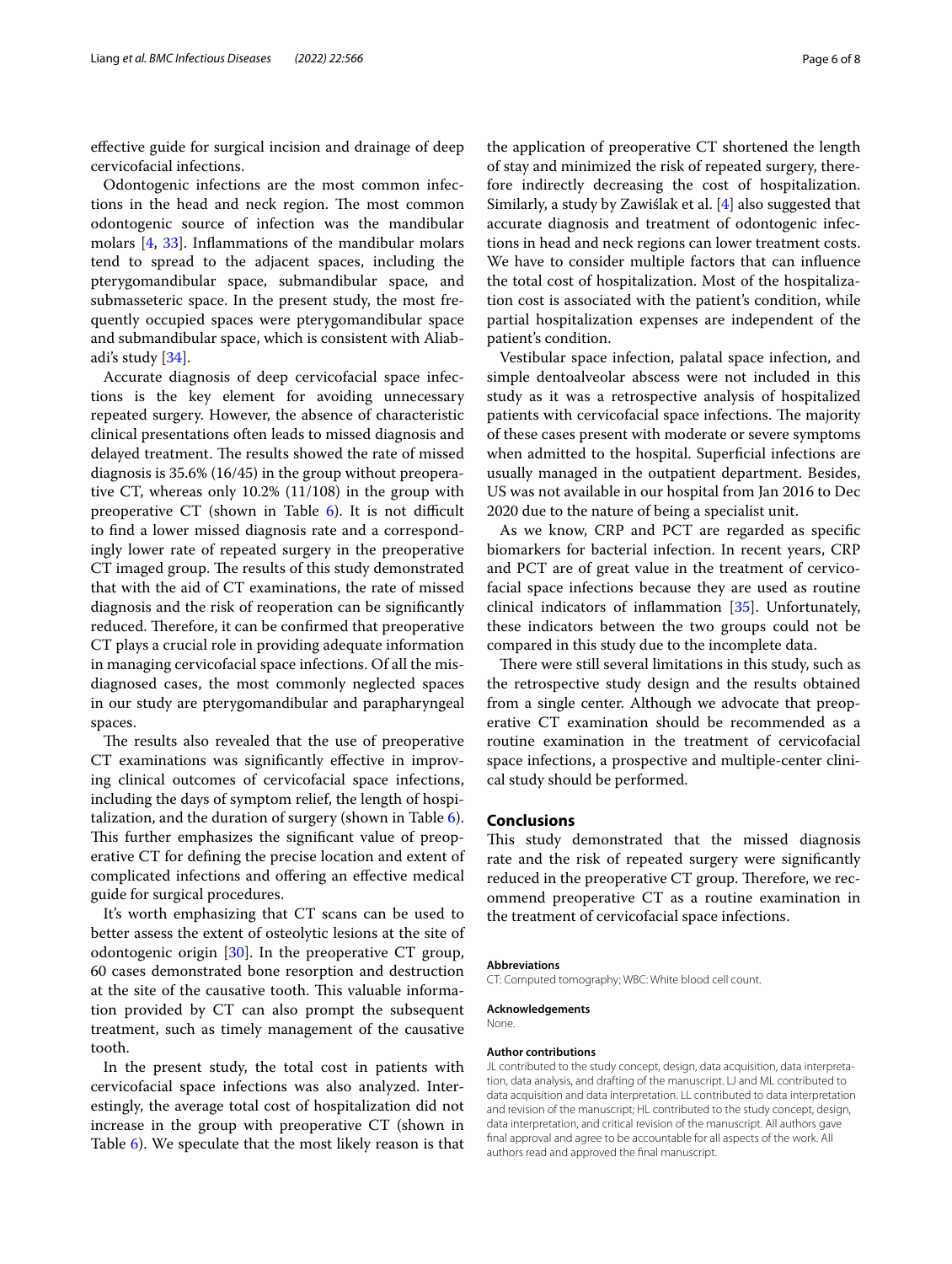effective guide for surgical incision and drainage of deep cervicofacial infections.

Odontogenic infections are the most common infections in the head and neck region. The most common odontogenic source of infection was the mandibular molars [4, 33]. Inflammations of the mandibular molars tend to spread to the adjacent spaces, including the pterygomandibular space, submandibular space, and submasseteric space. In the present study, the most frequently occupied spaces were pterygomandibular space and submandibular space, which is consistent with Aliabadi's study [34].

Accurate diagnosis of deep cervicofacial space infections is the key element for avoiding unnecessary repeated surgery. However, the absence of characteristic clinical presentations often leads to missed diagnosis and delayed treatment. The results showed the rate of missed diagnosis is 35.6% (16/45) in the group without preoperative CT, whereas only 10.2% (11/108) in the group with preoperative CT (shown in Table 6). It is not difficult to find a lower missed diagnosis rate and a correspondingly lower rate of repeated surgery in the preoperative CT imaged group. The results of this study demonstrated that with the aid of CT examinations, the rate of missed diagnosis and the risk of reoperation can be significantly reduced. Therefore, it can be confirmed that preoperative CT plays a crucial role in providing adequate information in managing cervicofacial space infections. Of all the misdiagnosed cases, the most commonly neglected spaces in our study are pterygomandibular and parapharyngeal spaces.

The results also revealed that the use of preoperative CT examinations was significantly effective in improving clinical outcomes of cervicofacial space infections, including the days of symptom relief, the length of hospitalization, and the duration of surgery (shown in Table 6). This further emphasizes the significant value of preoperative CT for defining the precise location and extent of complicated infections and offering an effective medical guide for surgical procedures.

It's worth emphasizing that CT scans can be used to better assess the extent of osteolytic lesions at the site of odontogenic origin [30]. In the preoperative CT group, 60 cases demonstrated bone resorption and destruction at the site of the causative tooth. This valuable information provided by CT can also prompt the subsequent treatment, such as timely management of the causative tooth.

In the present study, the total cost in patients with cervicofacial space infections was also analyzed. Interestingly, the average total cost of hospitalization did not increase in the group with preoperative CT (shown in Table 6). We speculate that the most likely reason is that the application of preoperative CT shortened the length of stay and minimized the risk of repeated surgery, therefore indirectly decreasing the cost of hospitalization. Similarly, a study by Zawiślak et al. [4] also suggested that accurate diagnosis and treatment of odontogenic infections in head and neck regions can lower treatment costs. We have to consider multiple factors that can influence the total cost of hospitalization. Most of the hospitalization cost is associated with the patient's condition, while partial hospitalization expenses are independent of the patient's condition.

Vestibular space infection, palatal space infection, and simple dentoalveolar abscess were not included in this study as it was a retrospective analysis of hospitalized patients with cervicofacial space infections. The majority of these cases present with moderate or severe symptoms when admitted to the hospital. Superficial infections are usually managed in the outpatient department. Besides, US was not available in our hospital from Jan 2016 to Dec 2020 due to the nature of being a specialist unit.

As we know, CRP and PCT are regarded as specific biomarkers for bacterial infection. In recent years, CRP and PCT are of great value in the treatment of cervicofacial space infections because they are used as routine clinical indicators of inflammation [35]. Unfortunately, these indicators between the two groups could not be compared in this study due to the incomplete data.

There were still several limitations in this study, such as the retrospective study design and the results obtained from a single center. Although we advocate that preoperative CT examination should be recommended as a routine examination in the treatment of cervicofacial space infections, a prospective and multiple-center clinical study should be performed.

## Conclusions

This study demonstrated that the missed diagnosis rate and the risk of repeated surgery were significantly reduced in the preoperative CT group. Therefore, we recommend preoperative CT as a routine examination in the treatment of cervicofacial space infections.

#### Abbreviations

CT: Computed tomography; WBC: White blood cell count.

#### Acknowledgements

None.

#### Author contributions

JL contributed to the study concept, design, data acquisition, data interpretation, data analysis, and drafting of the manuscript. LJ and ML contributed to data acquisition and data interpretation. LL contributed to data interpretation and revision of the manuscript; HL contributed to the study concept, design, data interpretation, and critical revision of the manuscript. All authors gave final approval and agree to be accountable for all aspects of the work. All authors read and approved the final manuscript.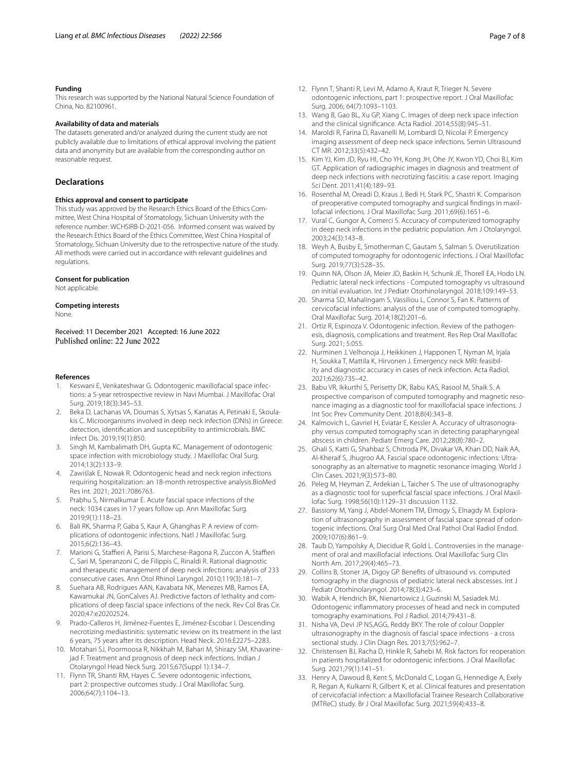#### Funding

This research was supported by the National Natural Science Foundation of China, No. 82100961.

#### Availability of data and materials

The datasets generated and/or analyzed during the current study are not publicly available due to limitations of ethical approval involving the patient data and anonymity but are available from the corresponding author on reasonable request.

## Declarations

#### Ethics approval and consent to participate

This study was approved by the Research Ethics Board of the Ethics Committee, West China Hospital of Stomatology, Sichuan University with the reference number: WCHSIRB-D-2021-056. Informed consent was waived by the Research Ethics Board of the Ethics Committee, West China Hospital of Stomatology, Sichuan University due to the retrospective nature of the study. All methods were carried out in accordance with relevant guidelines and regulations.

#### Consent for publication

Not applicable.

#### Competing interests

None.

Received: 11 December 2021 Accepted: 16 June 2022
Published online: 22 June 2022

#### References

1. Keswani E, Venkateshwar G. Odontogenic maxillofacial space infections: a 5-year retrospective review in Navi Mumbai. J Maxillofac Oral Surg. 2019;18(3):345–53.
2. Beka D, Lachanas VA, Doumas S, Xytsas S, Kanatas A, Petinaki E, Skoulakis C. Microorganisms involved in deep neck infection (DNIs) in Greece: detection, identification and susceptibility to antimicrobials. BMC Infect Dis. 2019;19(1):850.
3. Singh M, Kambalimath DH, Gupta KC. Management of odontogenic space infection with microbiology study. J Maxillofac Oral Surg. 2014;13(2):133–9.
4. Zawiślak E, Nowak R. Odontogenic head and neck region infections requiring hospitalization: an 18-month retrospective analysis.BioMed Res Int. 2021; 2021:7086763.
5. Prabhu S, Nirmalkumar E. Acute fascial space infections of the neck: 1034 cases in 17 years follow up. Ann Maxillofac Surg. 2019;9(1):118–23.
6. Bali RK, Sharma P, Gaba S, Kaur A, Ghanghas P. A review of complications of odontogenic infections. Natl J Maxillofac Surg. 2015;6(2):136–43.
7. Marioni G, Staffieri A, Parisi S, Marchese-Ragona R, Zuccon A, Staffieri C, Sari M, Speranzoni C, de Filippis C, Rinaldi R. Rational diagnostic and therapeutic management of deep neck infections: analysis of 233 consecutive cases. Ann Otol Rhinol Laryngol. 2010;119(3):181–7.
8. Suehara AB, Rodrigues AAN, Kavabata NK, Menezes MB, Ramos EA, Kawamukai JN, GonCalves AJ. Predictive factors of lethality and complications of deep fascial space infections of the neck. Rev Col Bras Cir. 2020;47:e20202524.
9. Prado-Calleros H, Jiménez-Fuentes E, Jiménez-Escobar I. Descending necrotizing mediastinitis: systematic review on its treatment in the last 6 years, 75 years after its description. Head Neck. 2016:E2275–2283.
10. Motahari SJ, Poormoosa R, Nikkhah M, Bahari M, Shirazy SM, Khavarinejad F. Treatment and prognosis of deep neck infections. Indian J Otolaryngol Head Neck Surg. 2015;67(Suppl 1):134–7.
11. Flynn TR, Shanti RM, Hayes C. Severe odontogenic infections, part 2: prospective outcomes study. J Oral Maxillofac Surg. 2006;64(7):1104–13.
12. Flynn T, Shanti R, Levi M, Adamo A, Kraut R, Trieger N. Severe odontogenic infections, part 1: prospective report. J Oral Maxillofac Surg. 2006; 64(7):1093–1103.
13. Wang B, Gao BL, Xu GP, Xiang C. Images of deep neck space infection and the clinical significance. Acta Radiol. 2014;55(8):945–51.
14. Maroldi R, Farina D, Ravanelli M, Lombardi D, Nicolai P. Emergency imaging assessment of deep neck space infections. Semin Ultrasound CT MR. 2012;33(5):432–42.
15. Kim YJ, Kim JD, Ryu HI, Cho YH, Kong JH, Ohe JY, Kwon YD, Choi BJ, Kim GT. Application of radiographic images in diagnosis and treatment of deep neck infections with necrotizing fasciitis: a case report. Imaging Sci Dent. 2011;41(4):189–93.
16. Rosenthal M, Oreadi D, Kraus J, Bedi H, Stark PC, Shastri K. Comparison of preoperative computed tomography and surgical findings in maxillofacial infections. J Oral Maxillofac Surg. 2011;69(6):1651–6.
17. Vural C, Gungor A, Comerci S. Accuracy of computerized tomography in deep neck infections in the pediatric population. Am J Otolaryngol. 2003;24(3):143–8.
18. Weyh A, Busby E, Smotherman C, Gautam S, Salman S. Overutilization of computed tomography for odontogenic infections. J Oral Maxillofac Surg. 2019;77(3):528–35.
19. Quinn NA, Olson JA, Meier JD, Baskin H, Schunk JE, Thorell EA, Hodo LN. Pediatric lateral neck infections - Computed tomography vs ultrasound on initial evaluation. Int J Pediatr Otorhinolaryngol. 2018;109:149–53.
20. Sharma SD, Mahalingam S, Vassiliou L, Connor S, Fan K. Patterns of cervicofacial infections: analysis of the use of computed tomography. Oral Maxillofac Surg. 2014;18(2):201–6.
21. Ortiz R, Espinoza V. Odontogenic infection. Review of the pathogenesis, diagnosis, complications and treatment. Res Rep Oral Maxillofac Surg. 2021; 5:055.
22. Nurminen J, Velhonoja J, Heikkinen J, Happonen T, Nyman M, Irjala H, Soukka T, Mattila K, Hirvonen J. Emergency neck MRI: feasibility and diagnostic accuracy in cases of neck infection. Acta Radiol. 2021;62(6):735–42.
23. Babu VR, Ikkurthi S, Perisetty DK, Babu KAS, Rasool M, Shaik S. A prospective comparison of computed tomography and magnetic resonance imaging as a diagnostic tool for maxillofacial space infections. J Int Soc Prev Community Dent. 2018;8(4):343–8.
24. Kalmovich L, Gavriel H, Eviatar E, Kessler A. Accuracy of ultrasonography versus computed tomography scan in detecting parapharyngeal abscess in children. Pediatr Emerg Care. 2012;28(8):780–2.
25. Ghali S, Katti G, Shahbaz S, Chitroda PK, Divakar VA, Khan DD, Naik AA, Al-Kheraif S, Jhugroo AA. Fascial space odontogenic infections: Ultrasonography as an alternative to magnetic resonance imaging. World J Clin Cases. 2021;9(3):573–80.
26. Peleg M, Heyman Z, Ardekian L, Taicher S. The use of ultrasonography as a diagnostic tool for superficial fascial space infections. J Oral Maxillofac Surg. 1998;56(10):1129–31 discussion 1132.
27. Bassiony M, Yang J, Abdel-Monem TM, Elmogy S, Elnagdy M. Exploration of ultrasonography in assessment of fascial space spread of odontogenic infections. Oral Surg Oral Med Oral Pathol Oral Radiol Endod. 2009;107(6):861–9.
28. Taub D, Yampolsky A, Diecidue R, Gold L. Controversies in the management of oral and maxillofacial infections. Oral Maxillofac Surg Clin North Am. 2017;29(4):465–73.
29. Collins B, Stoner JA, Digoy GP. Benefits of ultrasound vs. computed tomography in the diagnosis of pediatric lateral neck abscesses. Int J Pediatr Otorhinolaryngol. 2014;78(3):423–6.
30. Wabik A, Hendrich BK, Nienartowicz J, Guzinski M, Sasiadek MJ. Odontogenic inflammatory processes of head and neck in computed tomography examinations. Pol J Radiol. 2014;79:431–8.
31. Nisha VA, Devi JP NS,AGG, Reddy BKY. The role of colour Doppler ultrasonography in the diagnosis of fascial space infections - a cross sectional study. J Clin Diagn Res. 2013;7(5):962–7.
32. Christensen BJ, Racha D, Hinkle R, Sahebi M. Risk factors for reoperation in patients hospitalized for odontogenic infections. J Oral Maxillofac Surg. 2021;79(1):141–51.
33. Henry A, Dawoud B, Kent S, McDonald C, Logan G, Hennedige A, Exely R, Regan A, Kulkarni R, Gilbert K, et al. Clinical features and presentation of cervicofacial infection: a Maxillofacial Trainee Research Collaborative (MTReC) study. Br J Oral Maxillofac Surg. 2021;59(4):433–8.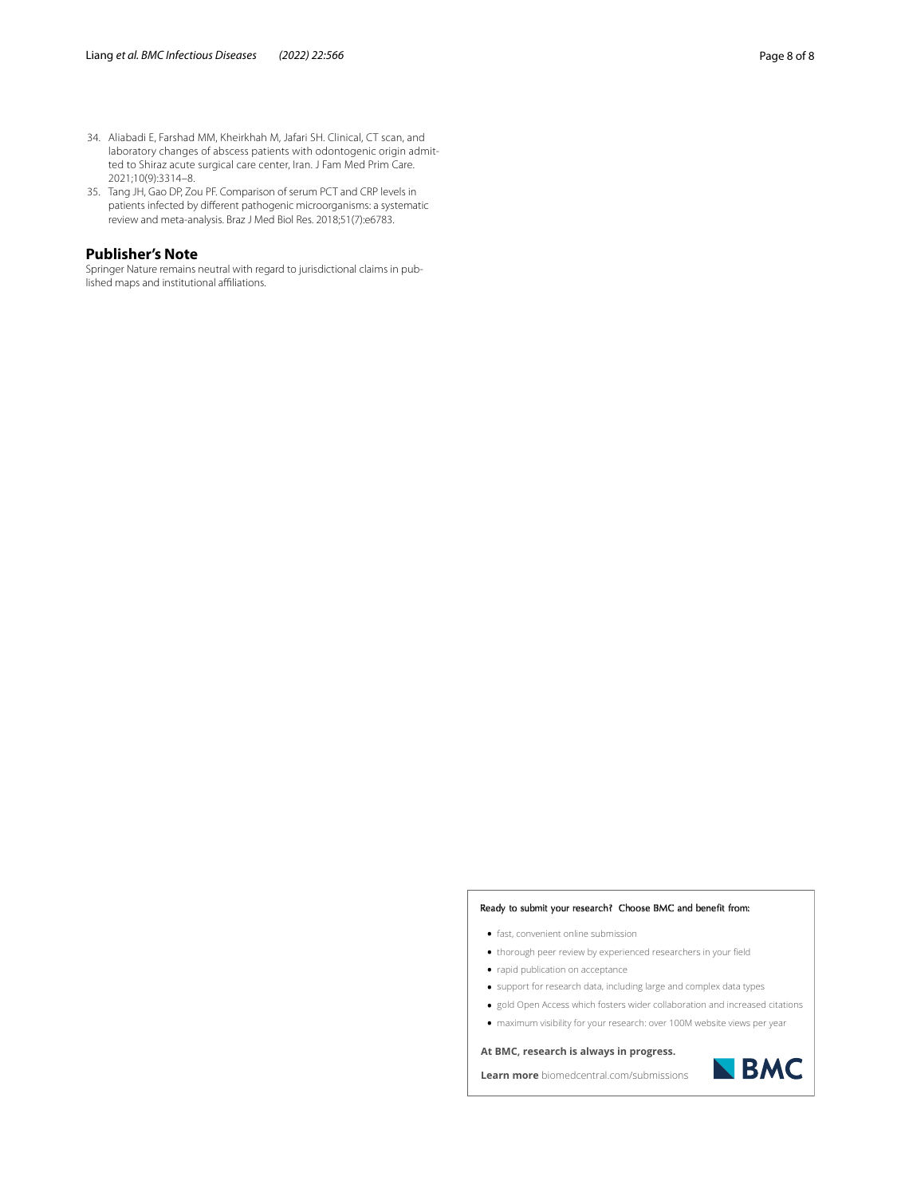34. Aliabadi E, Farshad MM, Kheirkhah M, Jafari SH. Clinical, CT scan, and laboratory changes of abscess patients with odontogenic origin admitted to Shiraz acute surgical care center, Iran. J Fam Med Prim Care. 2021;10(9):3314–8.
35. Tang JH, Gao DP, Zou PF. Comparison of serum PCT and CRP levels in patients infected by different pathogenic microorganisms: a systematic review and meta-analysis. Braz J Med Biol Res. 2018;51(7):e6783.

## Publisher's Note

Springer Nature remains neutral with regard to jurisdictional claims in published maps and institutional affiliations.

Ready to submit your research? Choose BMC and benefit from:

- fast, convenient online submission
- thorough peer review by experienced researchers in your field
- rapid publication on acceptance
- support for research data, including large and complex data types
- gold Open Access which fosters wider collaboration and increased citations
- maximum visibility for your research: over 100M website views per year

**At BMC, research is always in progress.**

**Learn more** biomedcentral.com/submissions

BMC